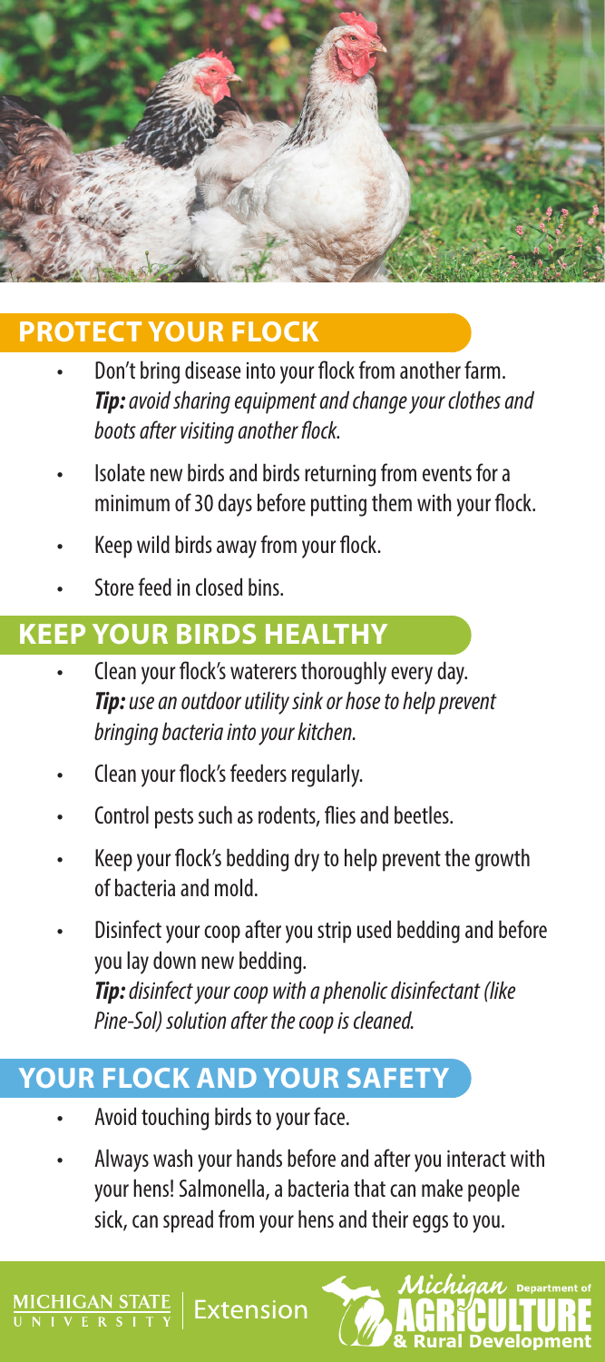## PROTECT YOUR FLOCK

- Don't bring disease into your flock from another farm. ***Tip:*** *avoid sharing equipment and change your clothes and boots after visiting another flock.*
- Isolate new birds and birds returning from events for a minimum of 30 days before putting them with your flock.
- Keep wild birds away from your flock.
- Store feed in closed bins.

## KEEP YOUR BIRDS HEALTHY

- Clean your flock's waterers thoroughly every day. ***Tip:*** *use an outdoor utility sink or hose to help prevent bringing bacteria into your kitchen.*
- Clean your flock's feeders regularly.
- Control pests such as rodents, flies and beetles.
- Keep your flock's bedding dry to help prevent the growth of bacteria and mold.
- Disinfect your coop after you strip used bedding and before you lay down new bedding. ***Tip:*** *disinfect your coop with a phenolic disinfectant (like Pine-Sol) solution after the coop is cleaned.*

## YOUR FLOCK AND YOUR SAFETY

- Avoid touching birds to your face.
- Always wash your hands before and after you interact with your hens! Salmonella, a bacteria that can make people sick, can spread from your hens and their eggs to you.

MICHIGAN STATE UNIVERSITY | Extension

Michigan Department of Agriculture & Rural Development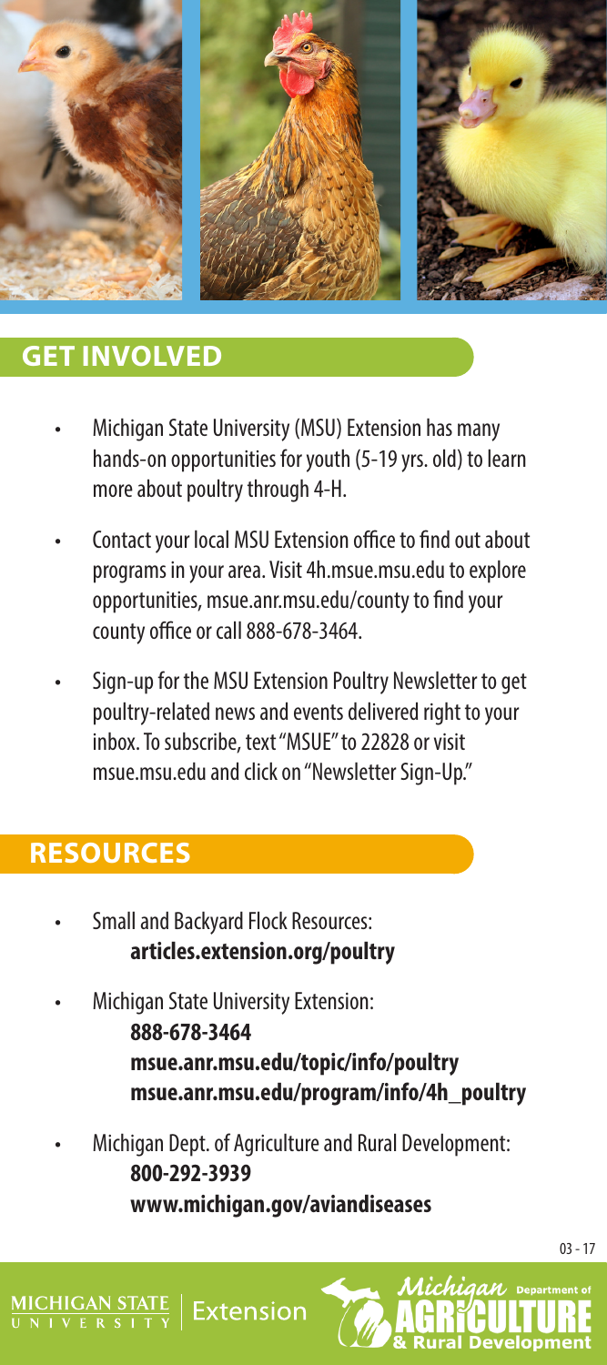## GET INVOLVED

- Michigan State University (MSU) Extension has many hands-on opportunities for youth (5-19 yrs. old) to learn more about poultry through 4-H.
- Contact your local MSU Extension office to find out about programs in your area. Visit 4h.msue.msu.edu to explore opportunities, msue.anr.msu.edu/county to find your county office or call 888-678-3464.
- Sign-up for the MSU Extension Poultry Newsletter to get poultry-related news and events delivered right to your inbox. To subscribe, text "MSUE" to 22828 or visit msue.msu.edu and click on "Newsletter Sign-Up."

## RESOURCES

- Small and Backyard Flock Resources:
  **articles.extension.org/poultry**
- Michigan State University Extension:
  **888-678-3464**
  **msue.anr.msu.edu/topic/info/poultry**
  **msue.anr.msu.edu/program/info/4h_poultry**
- Michigan Dept. of Agriculture and Rural Development:
  **800-292-3939**
  **www.michigan.gov/aviandiseases**

03 - 17

MICHIGAN STATE UNIVERSITY | Extension

Michigan Department of AGRICULTURE & Rural Development